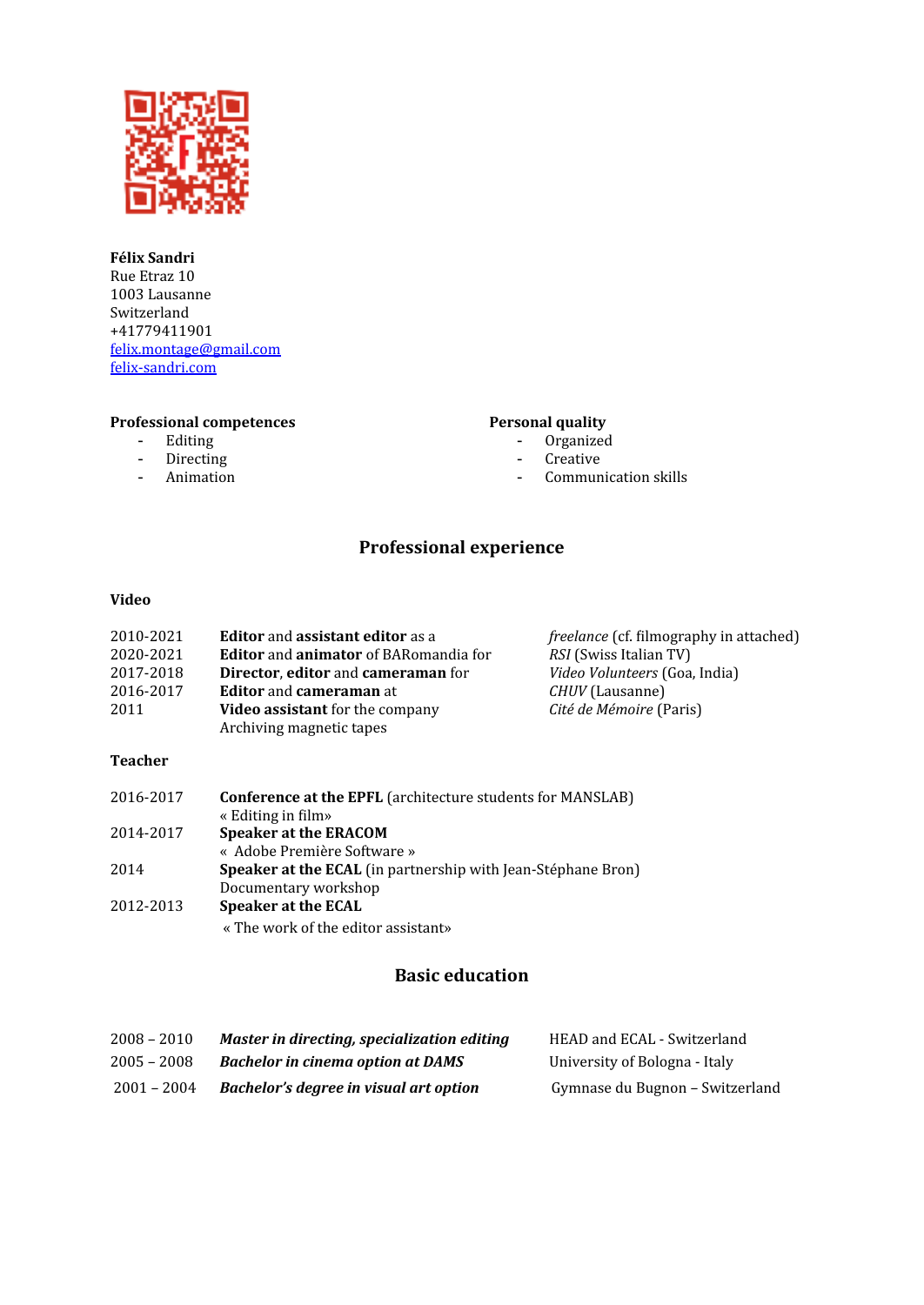**Félix Sandri**
Rue Etraz 10
1003 Lausanne
Switzerland
+41779411901
felix.montage@gmail.com
felix-sandri.com

**Professional competences**

- Editing
- Directing
- Animation

**Personal quality**

- Organized
- Creative
- Communication skills

## Professional experience

### Video

| | | |
|---|---|---|
| 2010-2021 | **Editor** and **assistant editor** as a | *freelance* (cf. filmography in attached) |
| 2020-2021 | **Editor** and **animator** of BARomandia for | *RSI* (Swiss Italian TV) |
| 2017-2018 | **Director**, **editor** and **cameraman** for | *Video Volunteers* (Goa, India) |
| 2016-2017 | **Editor** and **cameraman** at | *CHUV* (Lausanne) |
| 2011 | **Video assistant** for the company<br>Archiving magnetic tapes | *Cité de Mémoire* (Paris) |

### Teacher

| | |
|---|---|
| 2016-2017 | **Conference at the EPFL** (architecture students for MANSLAB)<br>« Editing in film» |
| 2014-2017 | **Speaker at the ERACOM**<br>« Adobe Première Software » |
| 2014 | **Speaker at the ECAL** (in partnership with Jean-Stéphane Bron)<br>Documentary workshop |
| 2012-2013 | **Speaker at the ECAL**<br>« The work of the editor assistant» |

## Basic education

| | | |
|---|---|---|
| 2008 – 2010 | ***Master in directing, specialization editing*** | HEAD and ECAL - Switzerland |
| 2005 – 2008 | ***Bachelor in cinema option at DAMS*** | University of Bologna - Italy |
| 2001 – 2004 | ***Bachelor's degree in visual art option*** | Gymnase du Bugnon – Switzerland |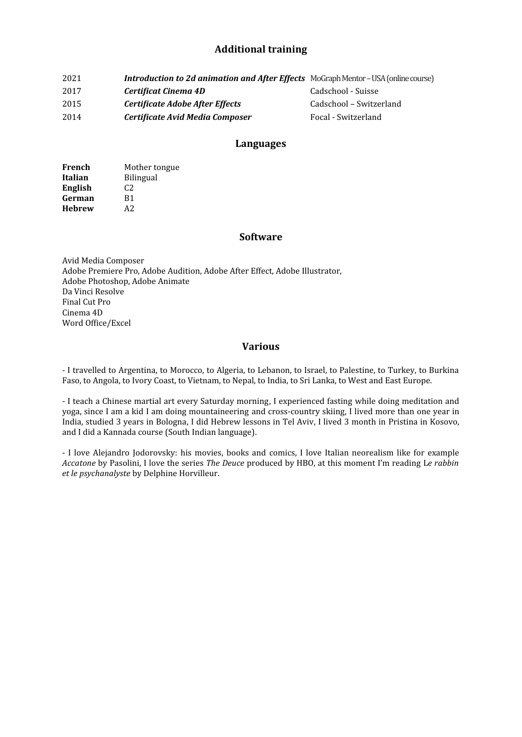## Additional training

| | | |
|---|---|---|
| 2021 | ***Introduction to 2d animation and After Effects*** | MoGraph Mentor – USA (online course) |
| 2017 | ***Certificat Cinema 4D*** | Cadschool - Suisse |
| 2015 | ***Certificate Adobe After Effects*** | Cadschool – Switzerland |
| 2014 | ***Certificate Avid Media Composer*** | Focal - Switzerland |

## Languages

| | |
|---|---|
| **French** | Mother tongue |
| **Italian** | Bilingual |
| **English** | C2 |
| **German** | B1 |
| **Hebrew** | A2 |

## Software

Avid Media Composer
Adobe Premiere Pro, Adobe Audition, Adobe After Effect, Adobe Illustrator,
Adobe Photoshop, Adobe Animate
Da Vinci Resolve
Final Cut Pro
Cinema 4D
Word Office/Excel

## Various

- I travelled to Argentina, to Morocco, to Algeria, to Lebanon, to Israel, to Palestine, to Turkey, to Burkina Faso, to Angola, to Ivory Coast, to Vietnam, to Nepal, to India, to Sri Lanka, to West and East Europe.

- I teach a Chinese martial art every Saturday morning, I experienced fasting while doing meditation and yoga, since I am a kid I am doing mountaineering and cross-country skiing, I lived more than one year in India, studied 3 years in Bologna, I did Hebrew lessons in Tel Aviv, I lived 3 month in Pristina in Kosovo, and I did a Kannada course (South Indian language).

- I love Alejandro Jodorovsky: his movies, books and comics, I love Italian neorealism like for example *Accatone* by Pasolini, I love the series *The Deuce* produced by HBO, at this moment I'm reading L*e rabbin et le psychanalyste* by Delphine Horvilleur.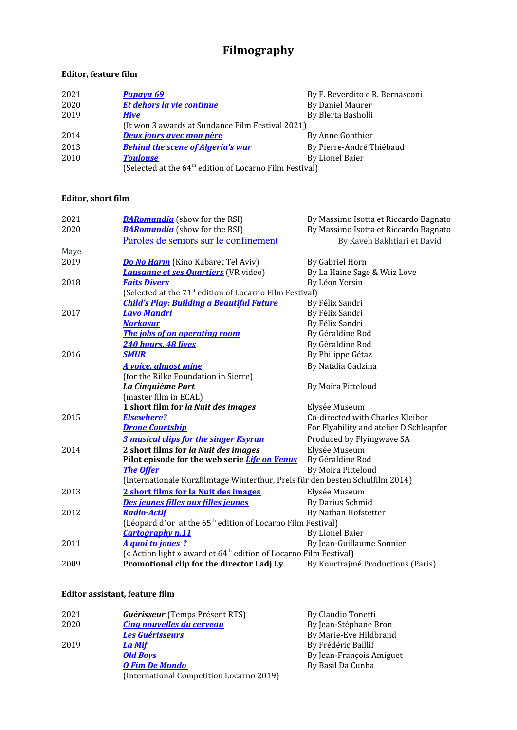# Filmography

### Editor, feature film

| | | |
|---|---|---|
| 2021 | ***Papaya 69*** | By F. Reverdito e R. Bernasconi |
| 2020 | ***Et dehors la vie continue*** | By Daniel Maurer |
| 2019 | ***Hive*** | By Blerta Basholli |
| | (It won 3 awards at Sundance Film Festival 2021) | |
| 2014 | ***Deux jours avec mon père*** | By Anne Gonthier |
| 2013 | ***Behind the scene of Algeria's war*** | By Pierre-André Thiébaud |
| 2010 | ***Toulouse*** | By Lionel Baier |
| | (Selected at the 64th edition of Locarno Film Festival) | |

### Editor, short film

| | | |
|---|---|---|
| 2021 | ***BARomandia*** (show for the RSI) | By Massimo Isotta et Riccardo Bagnato |
| 2020 | ***BARomandia*** (show for the RSI) | By Massimo Isotta et Riccardo Bagnato |
| | Paroles de seniors sur le confinement | By Kaveh Bakhtiari et David Maye |
| 2019 | ***Do No Harm*** (Kino Kabaret Tel Aviv) | By Gabriel Horn |
| | ***Lausanne et ses Quartiers*** (VR video) | By La Haine Sage & Wiiz Love |
| 2018 | ***Faits Divers*** | By Léon Yersin |
| | (Selected at the 71st edition of Locarno Film Festival) | |
| | ***Child's Play: Building a Beautiful Future*** | By Félix Sandri |
| 2017 | ***Lavo Mandri*** | By Félix Sandri |
| | ***Narkasur*** | By Félix Sandri |
| | ***The jobs of an operating room*** | By Géraldine Rod |
| | ***240 hours, 48 lives*** | By Géraldine Rod |
| 2016 | ***SMUR*** | By Philippe Gétaz |
| | ***A voice, almost mine*** | By Natalia Gadzina |
| | (for the Rilke Foundation in Sierre) | |
| | ***La Cinquième Part*** | By Moïra Pitteloud |
| | (master film in ECAL) | |
| | **1 short film for *la Nuit des images*** | Elysée Museum |
| 2015 | ***Elsewhere?*** | Co-directed with Charles Kleiber |
| | ***Drone Courtship*** | For Flyability and atelier D Schleapfer |
| | ***3 musical clips for the singer Ksyran*** | Produced by Flyingwave SA |
| 2014 | **2 short films for *la Nuit des images*** | Elysée Museum |
| | **Pilot episode for the web serie *Life on Venus*** | By Géraldine Rod |
| | ***The Offer*** | By Moira Pitteloud |
| | (Internationale Kurzfilmtage Winterthur, Preis für den besten Schulfilm 2014) | |
| 2013 | ***2 short films for la Nuit des images*** | Elysée Museum |
| | ***Des jeunes filles aux filles jeunes*** | By Darius Schmid |
| 2012 | ***Radio-Actif*** | By Nathan Hofstetter |
| | (Léopard d'or at the 65th edition of Locarno Film Festival) | |
| | ***Cartography n.11*** | By Lionel Baier |
| 2011 | ***A quoi tu joues ?*** | By Jean-Guillaume Sonnier |
| | (« Action light » award et 64th edition of Locarno Film Festival) | |
| 2009 | **Promotional clip for the director Ladj Ly** | By Kourtrajmé Productions (Paris) |

### Editor assistant, feature film

| | | |
|---|---|---|
| 2021 | ***Guérisseur*** (Temps Présent RTS) | By Claudio Tonetti |
| 2020 | ***Cinq nouvelles du cerveau*** | By Jean-Stéphane Bron |
| | ***Les Guérisseurs*** | By Marie-Eve Hildbrand |
| 2019 | ***La Mif*** | By Frédéric Baillif |
| | ***Old Boys*** | By Jean-François Amiguet |
| | ***O Fim De Mundo*** | By Basil Da Cunha |
| | (International Competition Locarno 2019) | |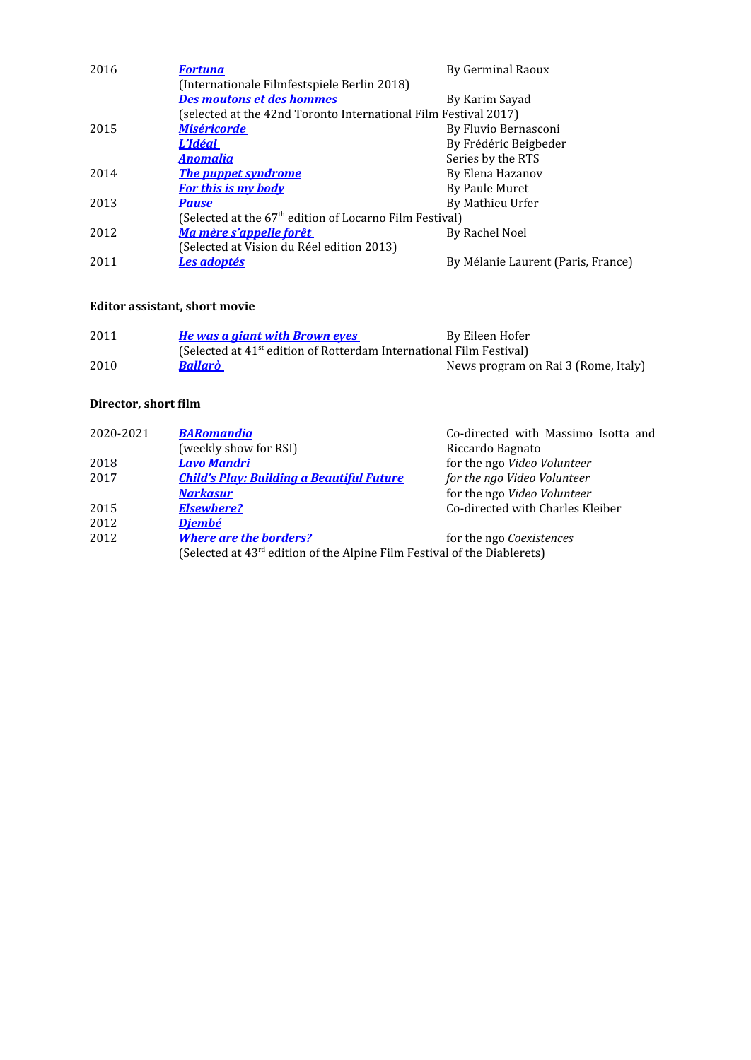| | | |
|---|---|---|
| 2016 | ***Fortuna*** | By Germinal Raoux |
| | (Internationale Filmfestspiele Berlin 2018) | |
| | ***Des moutons et des hommes*** | By Karim Sayad |
| | (selected at the 42nd Toronto International Film Festival 2017) | |
| 2015 | ***Miséricorde*** | By Fluvio Bernasconi |
| | ***L'Idéal*** | By Frédéric Beigbeder |
| | ***Anomalia*** | Series by the RTS |
| 2014 | ***The puppet syndrome*** | By Elena Hazanov |
| | ***For this is my body*** | By Paule Muret |
| 2013 | ***Pause*** | By Mathieu Urfer |
| | (Selected at the 67th edition of Locarno Film Festival) | |
| 2012 | ***Ma mère s'appelle forêt*** | By Rachel Noel |
| | (Selected at Vision du Réel edition 2013) | |
| 2011 | ***Les adoptés*** | By Mélanie Laurent (Paris, France) |

**Editor assistant, short movie**

| | | |
|---|---|---|
| 2011 | ***He was a giant with Brown eyes*** | By Eileen Hofer |
| | (Selected at 41st edition of Rotterdam International Film Festival) | |
| 2010 | ***Ballarò*** | News program on Rai 3 (Rome, Italy) |

**Director, short film**

| | | |
|---|---|---|
| 2020-2021 | ***BARomandia*** | Co-directed with Massimo Isotta and |
| | (weekly show for RSI) | Riccardo Bagnato |
| 2018 | ***Lavo Mandri*** | for the ngo *Video Volunteer* |
| 2017 | ***Child's Play: Building a Beautiful Future*** | *for the ngo Video Volunteer* |
| | ***Narkasur*** | for the ngo *Video Volunteer* |
| 2015 | ***Elsewhere?*** | Co-directed with Charles Kleiber |
| 2012 | ***Djembé*** | |
| 2012 | ***Where are the borders?*** | for the ngo *Coexistences* |
| | (Selected at 43rd edition of the Alpine Film Festival of the Diablerets) | |